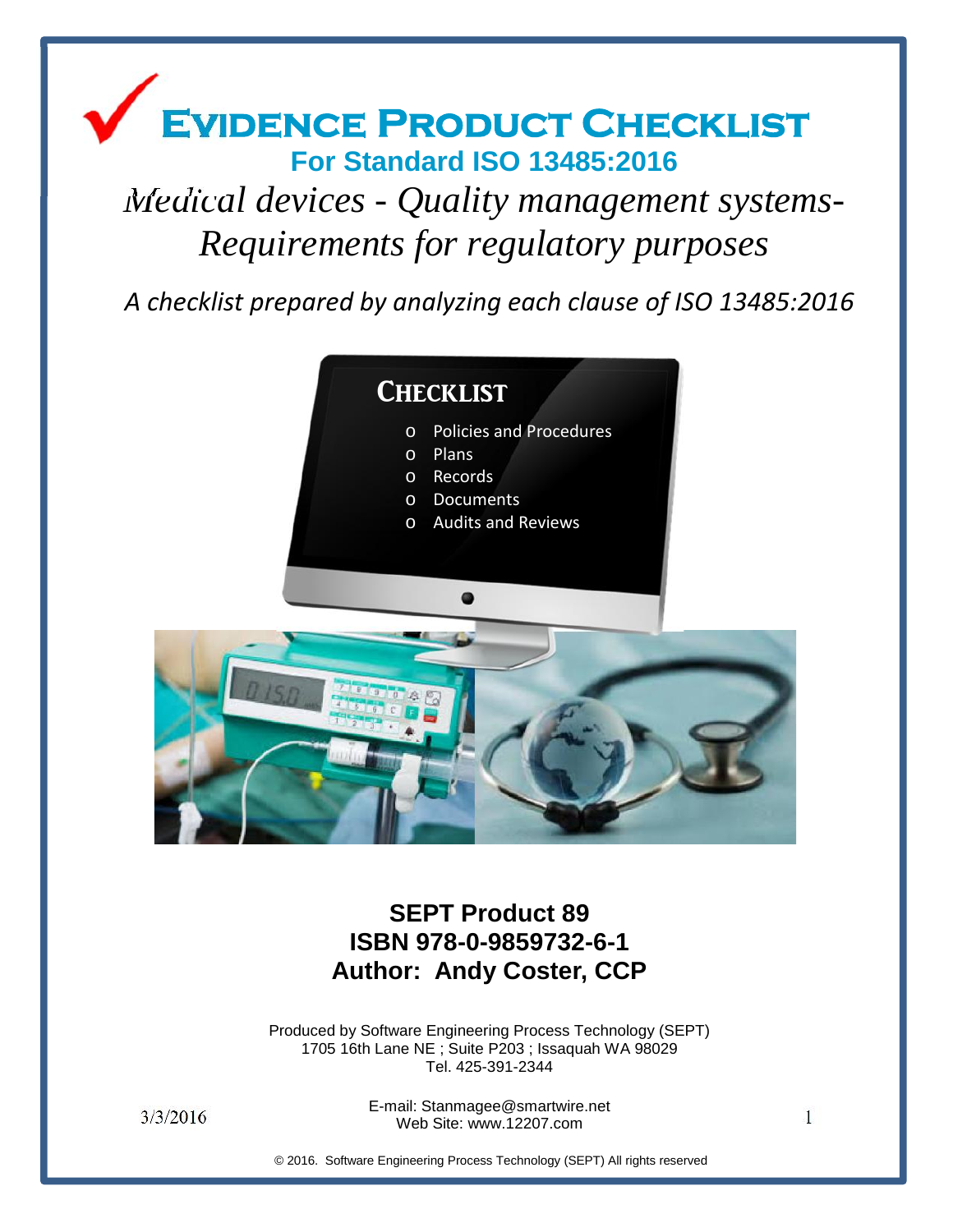# Evidence Product Checklist

## For Standard ISO 13485:2016

*Medical devices - Quality management systems- Requirements for regulatory purposes*

*A checklist prepared by analyzing each clause of ISO 13485:2016*

**Checklist**

- Policies and Procedures
- Plans
- Records
- Documents
- Audits and Reviews

**SEPT Product 89**
**ISBN 978-0-9859732-6-1**
**Author: Andy Coster, CCP**

Produced by Software Engineering Process Technology (SEPT)
1705 16th Lane NE ; Suite P203 ; Issaquah WA 98029
Tel. 425-391-2344

3/3/2016

E-mail: Stanmagee@smartwire.net
Web Site: www.12207.com

© 2016. Software Engineering Process Technology (SEPT) All rights reserved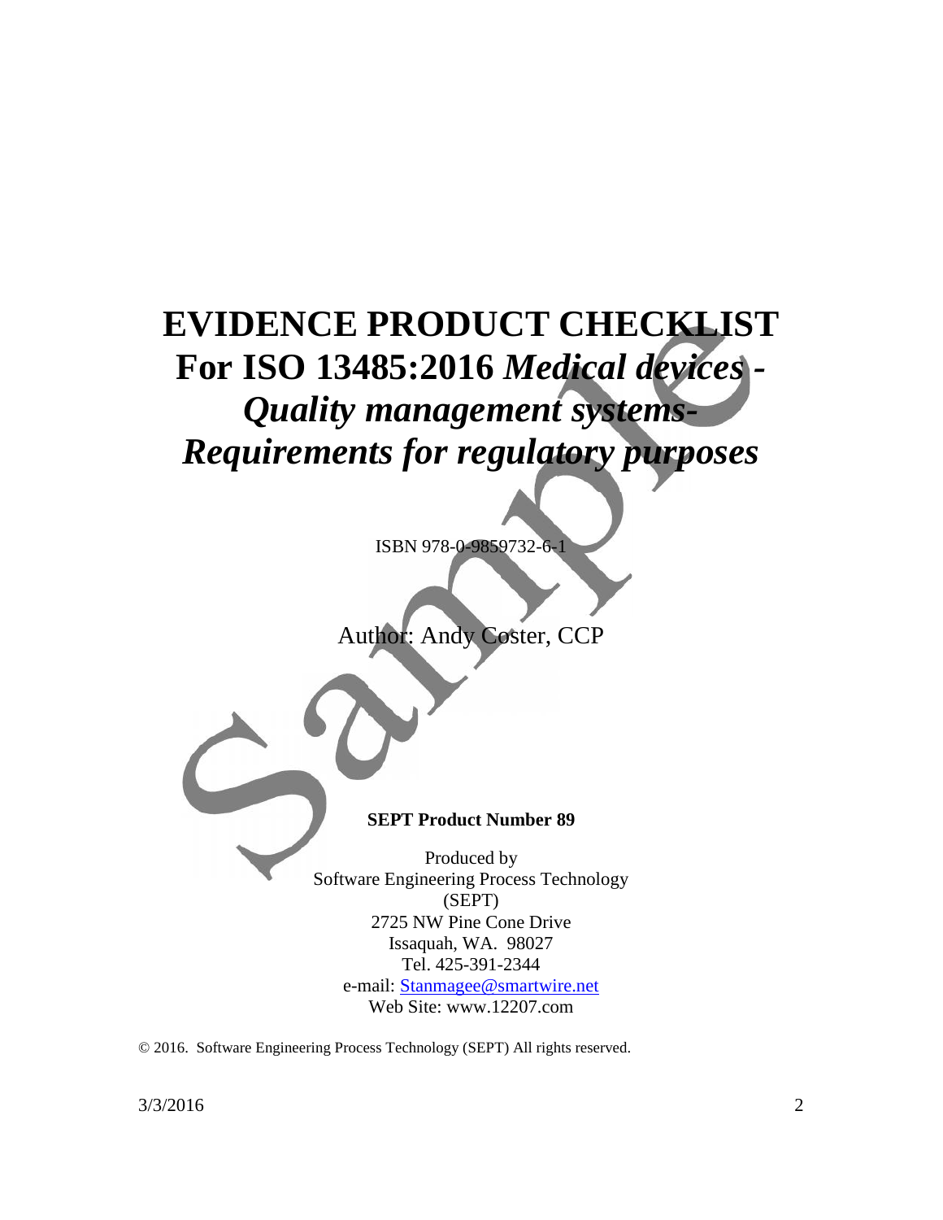# EVIDENCE PRODUCT CHECKLIST For ISO 13485:2016 *Medical devices - Quality management systems- Requirements for regulatory purposes*

ISBN 978-0-9859732-6-1

Author: Andy Coster, CCP

**SEPT Product Number 89**

Produced by
Software Engineering Process Technology
(SEPT)
2725 NW Pine Cone Drive
Issaquah, WA. 98027
Tel. 425-391-2344
e-mail: Stanmagee@smartwire.net
Web Site: www.12207.com

© 2016. Software Engineering Process Technology (SEPT) All rights reserved.

3/3/2016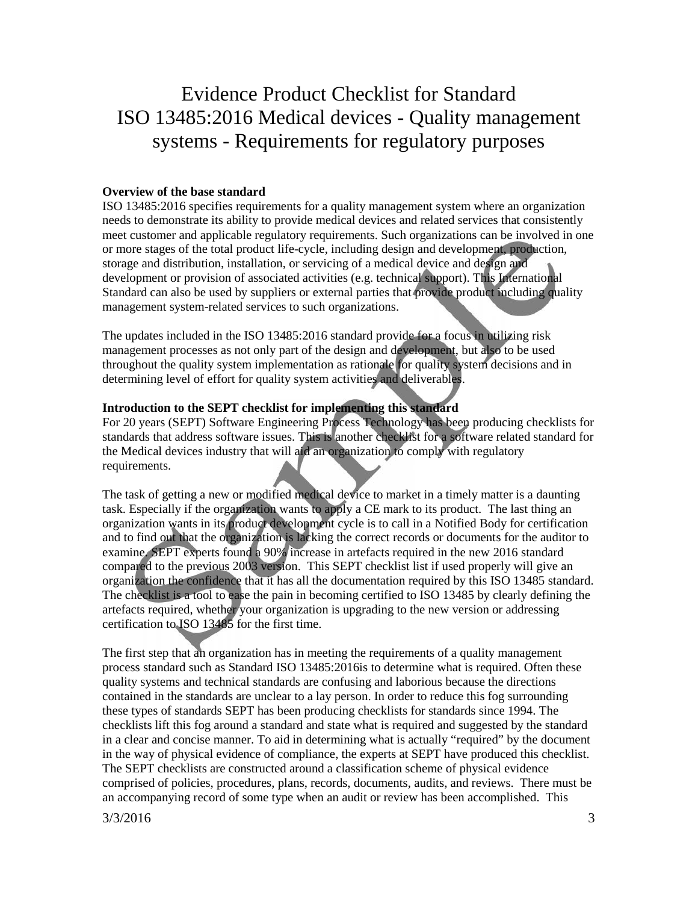# Evidence Product Checklist for Standard ISO 13485:2016 Medical devices - Quality management systems - Requirements for regulatory purposes

**Overview of the base standard**

ISO 13485:2016 specifies requirements for a quality management system where an organization needs to demonstrate its ability to provide medical devices and related services that consistently meet customer and applicable regulatory requirements. Such organizations can be involved in one or more stages of the total product life-cycle, including design and development, production, storage and distribution, installation, or servicing of a medical device and design and development or provision of associated activities (e.g. technical support). This International Standard can also be used by suppliers or external parties that provide product including quality management system-related services to such organizations.

The updates included in the ISO 13485:2016 standard provide for a focus in utilizing risk management processes as not only part of the design and development, but also to be used throughout the quality system implementation as rationale for quality system decisions and in determining level of effort for quality system activities and deliverables.

**Introduction to the SEPT checklist for implementing this standard**

For 20 years (SEPT) Software Engineering Process Technology has been producing checklists for standards that address software issues. This is another checklist for a software related standard for the Medical devices industry that will aid an organization to comply with regulatory requirements.

The task of getting a new or modified medical device to market in a timely matter is a daunting task. Especially if the organization wants to apply a CE mark to its product. The last thing an organization wants in its product development cycle is to call in a Notified Body for certification and to find out that the organization is lacking the correct records or documents for the auditor to examine. SEPT experts found a 90% increase in artefacts required in the new 2016 standard compared to the previous 2003 version. This SEPT checklist list if used properly will give an organization the confidence that it has all the documentation required by this ISO 13485 standard. The checklist is a tool to ease the pain in becoming certified to ISO 13485 by clearly defining the artefacts required, whether your organization is upgrading to the new version or addressing certification to ISO 13485 for the first time.

The first step that an organization has in meeting the requirements of a quality management process standard such as Standard ISO 13485:2016is to determine what is required. Often these quality systems and technical standards are confusing and laborious because the directions contained in the standards are unclear to a lay person. In order to reduce this fog surrounding these types of standards SEPT has been producing checklists for standards since 1994. The checklists lift this fog around a standard and state what is required and suggested by the standard in a clear and concise manner. To aid in determining what is actually "required" by the document in the way of physical evidence of compliance, the experts at SEPT have produced this checklist. The SEPT checklists are constructed around a classification scheme of physical evidence comprised of policies, procedures, plans, records, documents, audits, and reviews. There must be an accompanying record of some type when an audit or review has been accomplished. This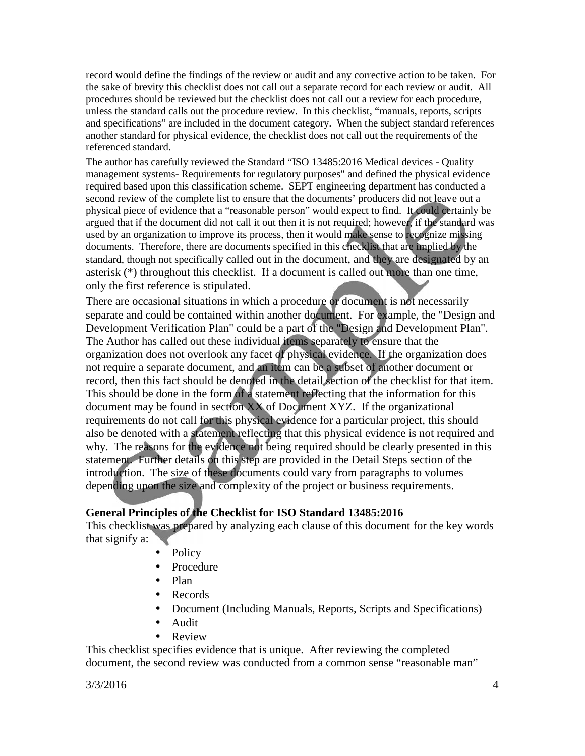record would define the findings of the review or audit and any corrective action to be taken. For the sake of brevity this checklist does not call out a separate record for each review or audit. All procedures should be reviewed but the checklist does not call out a review for each procedure, unless the standard calls out the procedure review. In this checklist, "manuals, reports, scripts and specifications" are included in the document category. When the subject standard references another standard for physical evidence, the checklist does not call out the requirements of the referenced standard.

The author has carefully reviewed the Standard "ISO 13485:2016 Medical devices - Quality management systems- Requirements for regulatory purposes" and defined the physical evidence required based upon this classification scheme. SEPT engineering department has conducted a second review of the complete list to ensure that the documents' producers did not leave out a physical piece of evidence that a "reasonable person" would expect to find. It could certainly be argued that if the document did not call it out then it is not required; however, if the standard was used by an organization to improve its process, then it would make sense to recognize missing documents. Therefore, there are documents specified in this checklist that are implied by the standard, though not specifically called out in the document, and they are designated by an asterisk (*) throughout this checklist. If a document is called out more than one time, only the first reference is stipulated.

There are occasional situations in which a procedure or document is not necessarily separate and could be contained within another document. For example, the "Design and Development Verification Plan" could be a part of the "Design and Development Plan". The Author has called out these individual items separately to ensure that the organization does not overlook any facet of physical evidence. If the organization does not require a separate document, and an item can be a subset of another document or record, then this fact should be denoted in the detail section of the checklist for that item. This should be done in the form of a statement reflecting that the information for this document may be found in section XX of Document XYZ. If the organizational requirements do not call for this physical evidence for a particular project, this should also be denoted with a statement reflecting that this physical evidence is not required and why. The reasons for the evidence not being required should be clearly presented in this statement. Further details on this step are provided in the Detail Steps section of the introduction. The size of these documents could vary from paragraphs to volumes depending upon the size and complexity of the project or business requirements.

**General Principles of the Checklist for ISO Standard 13485:2016**

This checklist was prepared by analyzing each clause of this document for the key words that signify a:

- Policy
- Procedure
- Plan
- Records
- Document (Including Manuals, Reports, Scripts and Specifications)
- Audit
- Review

This checklist specifies evidence that is unique. After reviewing the completed document, the second review was conducted from a common sense "reasonable man"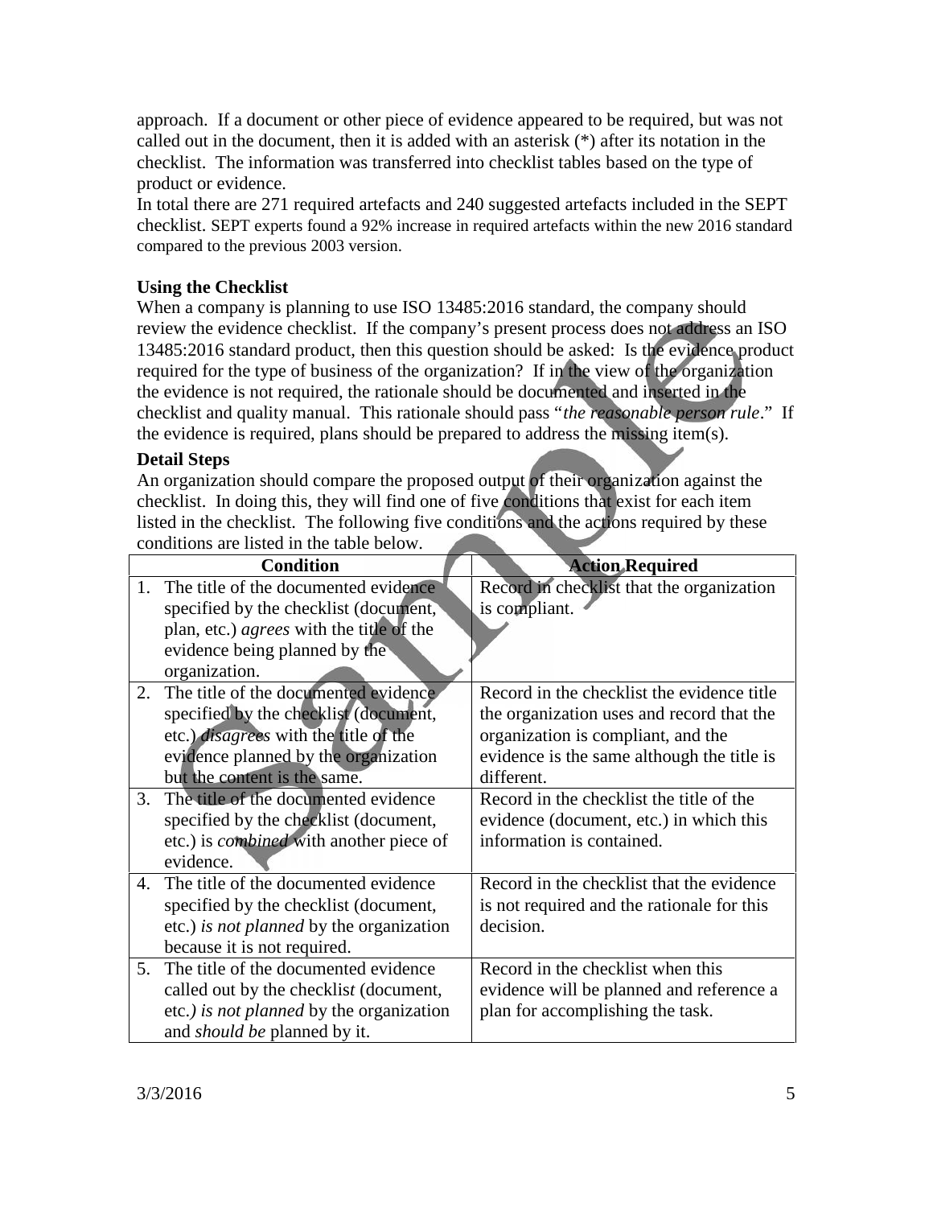approach. If a document or other piece of evidence appeared to be required, but was not called out in the document, then it is added with an asterisk (*) after its notation in the checklist. The information was transferred into checklist tables based on the type of product or evidence.

In total there are 271 required artefacts and 240 suggested artefacts included in the SEPT checklist. SEPT experts found a 92% increase in required artefacts within the new 2016 standard compared to the previous 2003 version.

### Using the Checklist

When a company is planning to use ISO 13485:2016 standard, the company should review the evidence checklist. If the company's present process does not address an ISO 13485:2016 standard product, then this question should be asked: Is the evidence product required for the type of business of the organization? If in the view of the organization the evidence is not required, the rationale should be documented and inserted in the checklist and quality manual. This rationale should pass "*the reasonable person rule*." If the evidence is required, plans should be prepared to address the missing item(s).

### Detail Steps

An organization should compare the proposed output of their organization against the checklist. In doing this, they will find one of five conditions that exist for each item listed in the checklist. The following five conditions and the actions required by these conditions are listed in the table below.

| Condition | Action Required |
|---|---|
| 1. The title of the documented evidence specified by the checklist (document, plan, etc.) *agrees* with the title of the evidence being planned by the organization. | Record in checklist that the organization is compliant. |
| 2. The title of the documented evidence specified by the checklist (document, etc.) *disagrees* with the title of the evidence planned by the organization but the content is the same. | Record in the checklist the evidence title the organization uses and record that the organization is compliant, and the evidence is the same although the title is different. |
| 3. The title of the documented evidence specified by the checklist (document, etc.) is *combined* with another piece of evidence. | Record in the checklist the title of the evidence (document, etc.) in which this information is contained. |
| 4. The title of the documented evidence specified by the checklist (document, etc.) *is not planned* by the organization because it is not required. | Record in the checklist that the evidence is not required and the rationale for this decision. |
| 5. The title of the documented evidence called out by the checklist (document, etc.) *is not planned* by the organization and *should be* planned by it. | Record in the checklist when this evidence will be planned and reference a plan for accomplishing the task. |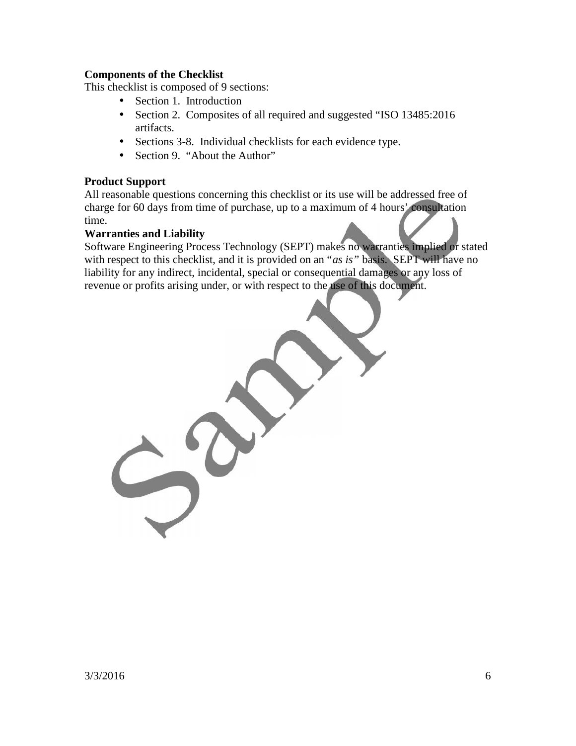**Components of the Checklist**

This checklist is composed of 9 sections:

- Section 1. Introduction
- Section 2. Composites of all required and suggested "ISO 13485:2016 artifacts.
- Sections 3-8. Individual checklists for each evidence type.
- Section 9. "About the Author"

**Product Support**

All reasonable questions concerning this checklist or its use will be addressed free of charge for 60 days from time of purchase, up to a maximum of 4 hours' consultation time.

**Warranties and Liability**

Software Engineering Process Technology (SEPT) makes no warranties implied or stated with respect to this checklist, and it is provided on an "*as is"* basis. SEPT will have no liability for any indirect, incidental, special or consequential damages or any loss of revenue or profits arising under, or with respect to the use of this document.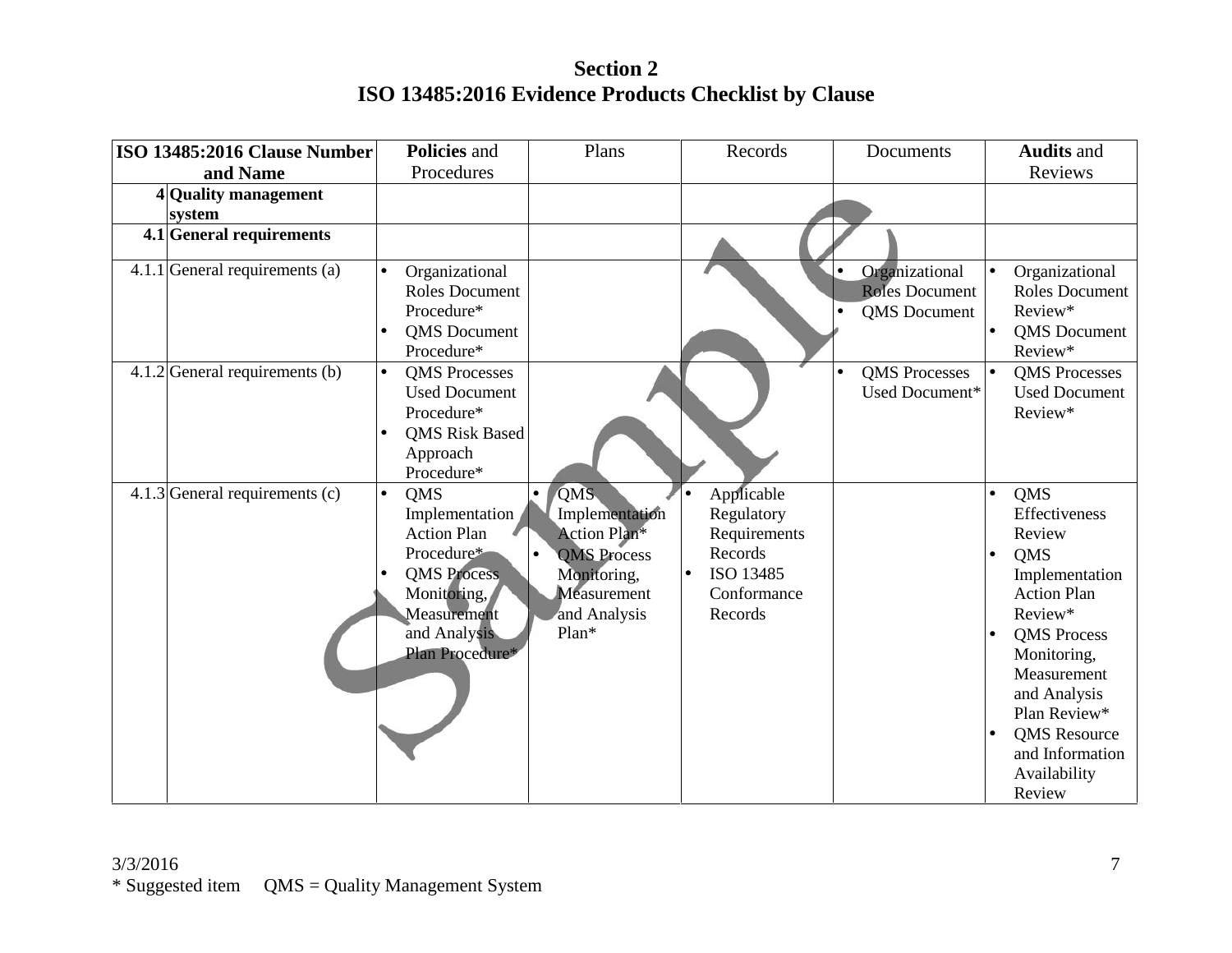## Section 2
## ISO 13485:2016 Evidence Products Checklist by Clause

| ISO 13485:2016 Clause Number and Name | | **Policies** and Procedures | Plans | Records | Documents | **Audits** and Reviews |
|---|---|---|---|---|---|---|
| **4** | **Quality management system** | | | | | |
| **4.1** | **General requirements** | | | | | |
| 4.1.1 | General requirements (a) | • Organizational Roles Document Procedure*<br>• QMS Document Procedure* | | | • Organizational Roles Document<br>• QMS Document | • Organizational Roles Document Review*<br>• QMS Document Review* |
| 4.1.2 | General requirements (b) | • QMS Processes Used Document Procedure*<br>• QMS Risk Based Approach Procedure* | | | • QMS Processes Used Document* | • QMS Processes Used Document Review* |
| 4.1.3 | General requirements (c) | • QMS Implementation Action Plan Procedure*<br>• QMS Process Monitoring, Measurement and Analysis Plan Procedure* | • QMS Implementation Action Plan*<br>• QMS Process Monitoring, Measurement and Analysis Plan* | • Applicable Regulatory Requirements Records<br>• ISO 13485 Conformance Records | | • QMS Effectiveness Review<br>• QMS Implementation Action Plan Review*<br>• QMS Process Monitoring, Measurement and Analysis Plan Review*<br>• QMS Resource and Information Availability Review |

3/3/2016

* Suggested item QMS = Quality Management System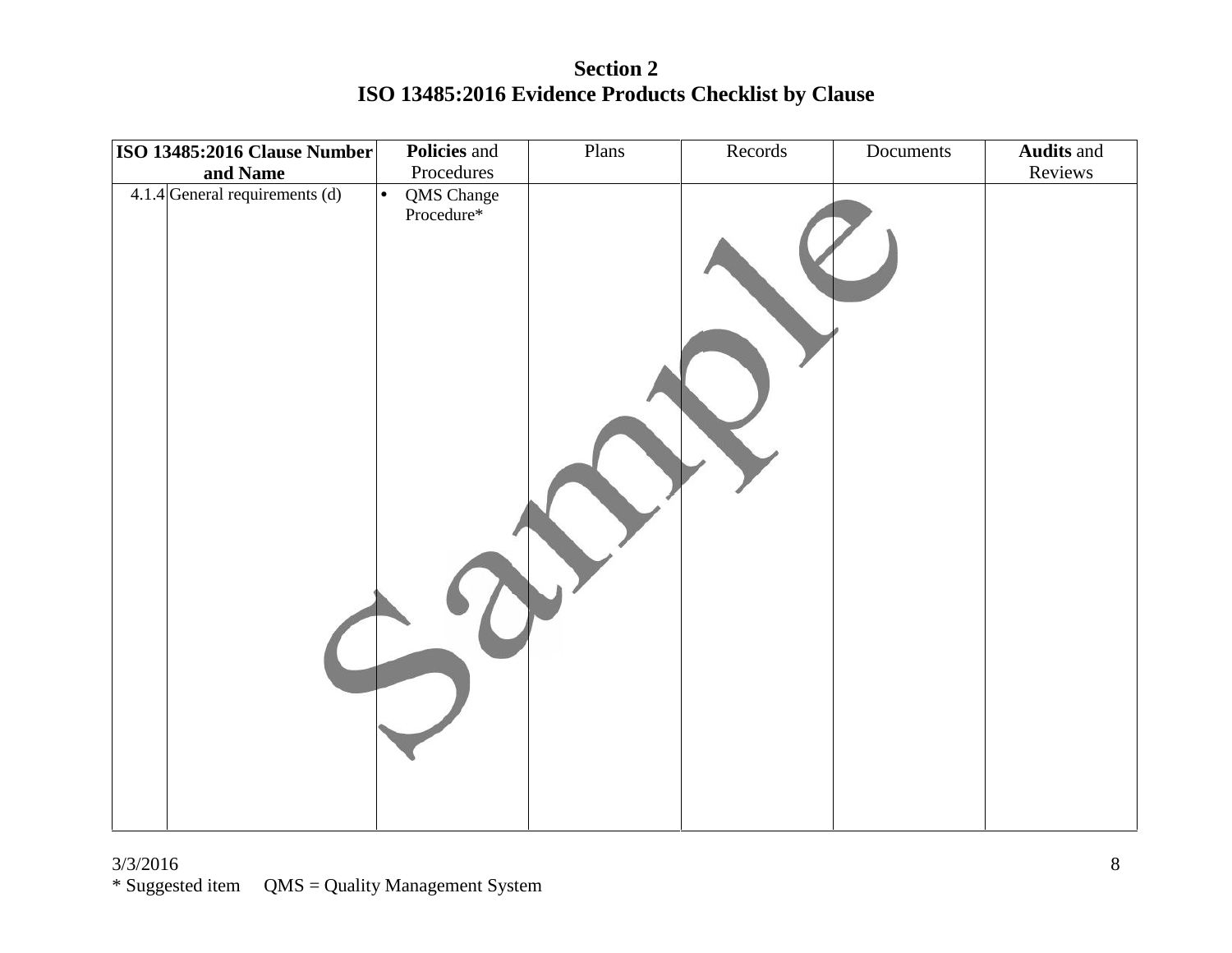# Section 2
# ISO 13485:2016 Evidence Products Checklist by Clause

| ISO 13485:2016 Clause Number and Name | | **Policies** and Procedures | Plans | Records | Documents | **Audits** and Reviews |
|---|---|---|---|---|---|---|
| 4.1.4 | General requirements (d) | • QMS Change Procedure* | | | | |

3/3/2016

* Suggested item     QMS = Quality Management System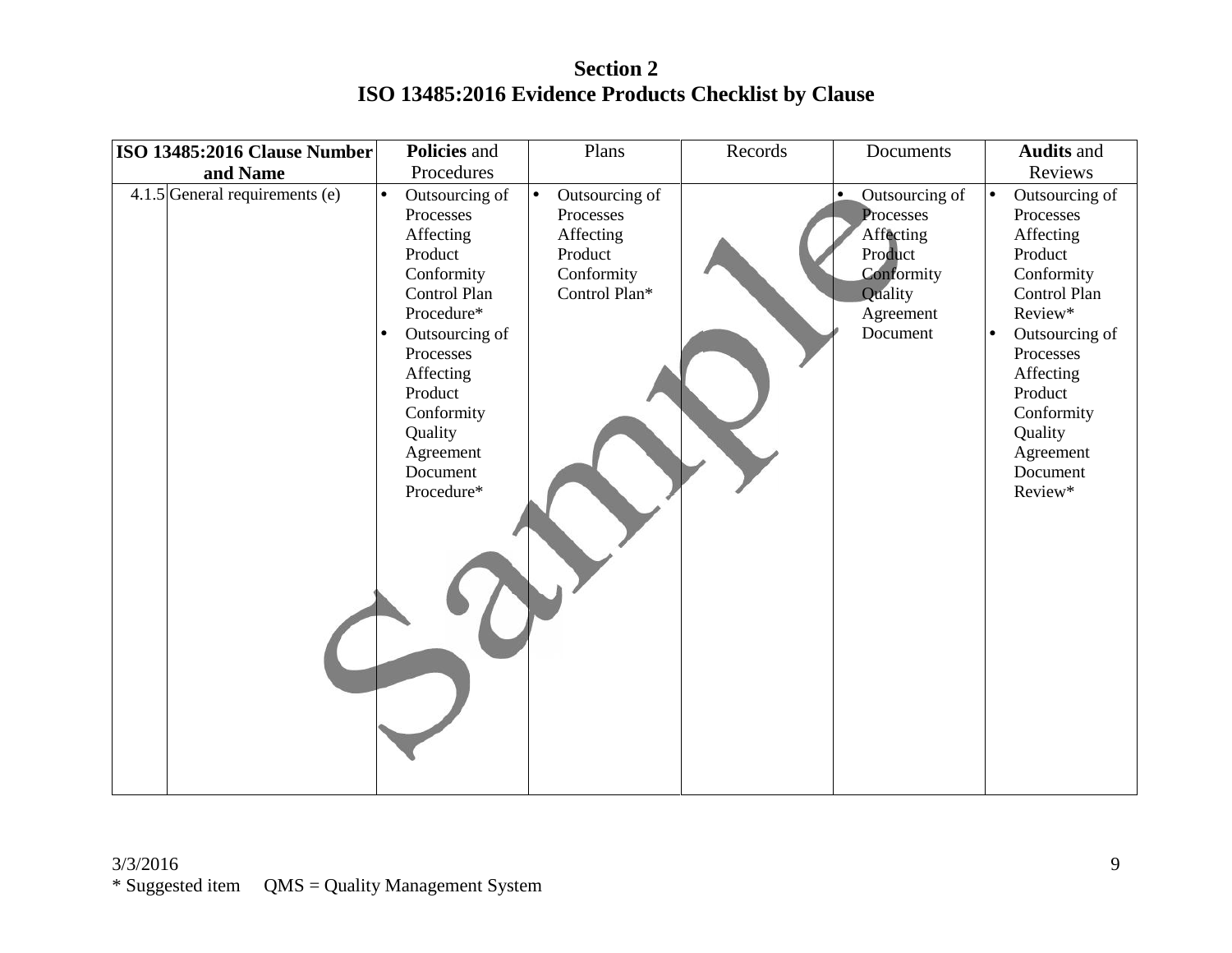## Section 2
## ISO 13485:2016 Evidence Products Checklist by Clause

| ISO 13485:2016 Clause Number and Name | | Policies and Procedures | Plans | Records | Documents | Audits and Reviews |
|---|---|---|---|---|---|---|
| 4.1.5 | General requirements (e) | • Outsourcing of Processes Affecting Product Conformity Control Plan Procedure*<br>• Outsourcing of Processes Affecting Product Conformity Quality Agreement Document Procedure* | • Outsourcing of Processes Affecting Product Conformity Control Plan* | | • Outsourcing of Processes Affecting Product Conformity Quality Agreement Document | • Outsourcing of Processes Affecting Product Conformity Control Plan Review*<br>• Outsourcing of Processes Affecting Product Conformity Quality Agreement Document Review* |

3/3/2016

* Suggested item QMS = Quality Management System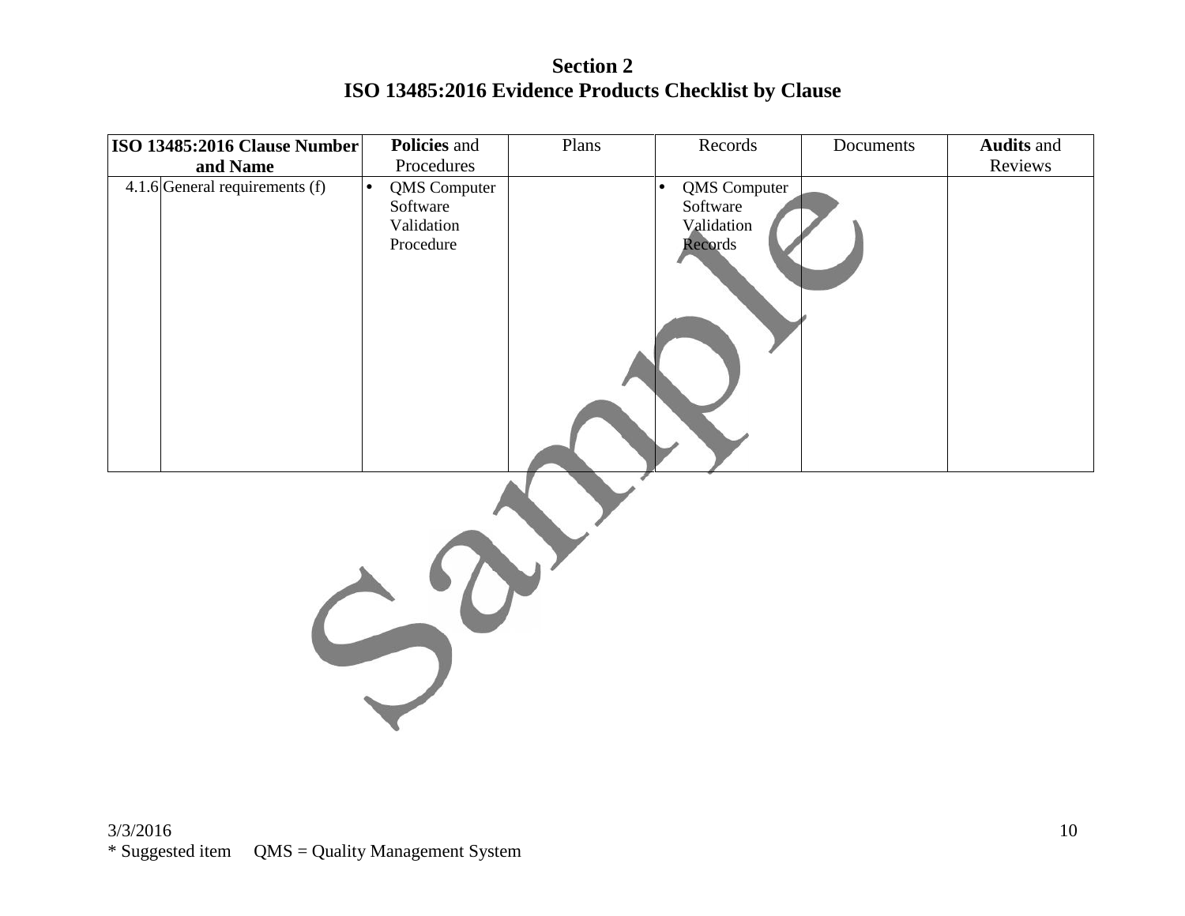## Section 2
## ISO 13485:2016 Evidence Products Checklist by Clause

| ISO 13485:2016 Clause Number and Name | | Policies and Procedures | Plans | Records | Documents | Audits and Reviews |
|---|---|---|---|---|---|---|
| 4.1.6 | General requirements (f) | • QMS Computer Software Validation Procedure | | • QMS Computer Software Validation Records | | |

3/3/2016
* Suggested item  QMS = Quality Management System